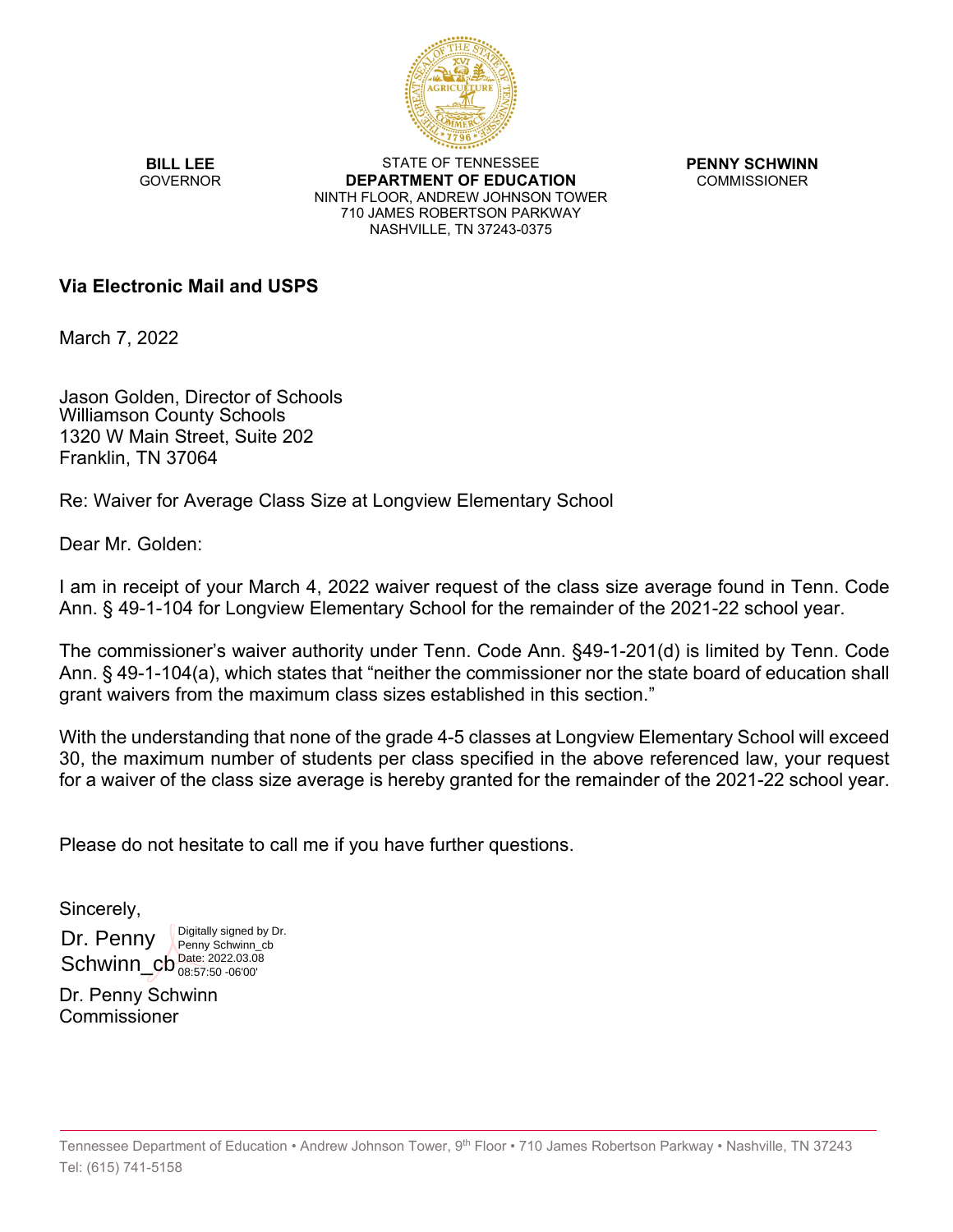**BILL LEE**
GOVERNOR

STATE OF TENNESSEE
**DEPARTMENT OF EDUCATION**
NINTH FLOOR, ANDREW JOHNSON TOWER
710 JAMES ROBERTSON PARKWAY
NASHVILLE, TN 37243-0375

**PENNY SCHWINN**
COMMISSIONER

**Via Electronic Mail and USPS**

March 7, 2022

Jason Golden, Director of Schools
Williamson County Schools
1320 W Main Street, Suite 202
Franklin, TN 37064

Re: Waiver for Average Class Size at Longview Elementary School

Dear Mr. Golden:

I am in receipt of your March 4, 2022 waiver request of the class size average found in Tenn. Code Ann. § 49-1-104 for Longview Elementary School for the remainder of the 2021-22 school year.

The commissioner's waiver authority under Tenn. Code Ann. §49-1-201(d) is limited by Tenn. Code Ann. § 49-1-104(a), which states that "neither the commissioner nor the state board of education shall grant waivers from the maximum class sizes established in this section."

With the understanding that none of the grade 4-5 classes at Longview Elementary School will exceed 30, the maximum number of students per class specified in the above referenced law, your request for a waiver of the class size average is hereby granted for the remainder of the 2021-22 school year.

Please do not hesitate to call me if you have further questions.

Sincerely,

Dr. Penny Schwinn_cb
Digitally signed by Dr. Penny Schwinn_cb
Date: 2022.03.08 08:57:50 -06'00'

Dr. Penny Schwinn
Commissioner

Tennessee Department of Education • Andrew Johnson Tower, 9th Floor • 710 James Robertson Parkway • Nashville, TN 37243
Tel: (615) 741-5158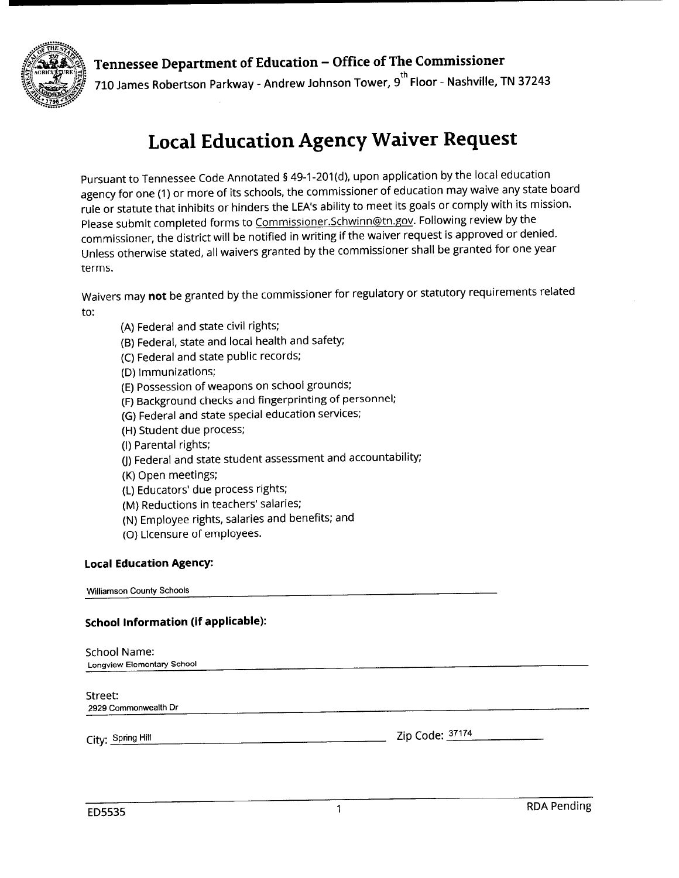**Tennessee Department of Education – Office of The Commissioner**

710 James Robertson Parkway - Andrew Johnson Tower, 9th Floor - Nashville, TN 37243

# Local Education Agency Waiver Request

Pursuant to Tennessee Code Annotated § 49-1-201(d), upon application by the local education agency for one (1) or more of its schools, the commissioner of education may waive any state board rule or statute that inhibits or hinders the LEA's ability to meet its goals or comply with its mission. Please submit completed forms to Commissioner.Schwinn@tn.gov. Following review by the commissioner, the district will be notified in writing if the waiver request is approved or denied. Unless otherwise stated, all waivers granted by the commissioner shall be granted for one year terms.

Waivers may **not** be granted by the commissioner for regulatory or statutory requirements related to:

(A) Federal and state civil rights;
(B) Federal, state and local health and safety;
(C) Federal and state public records;
(D) Immunizations;
(E) Possession of weapons on school grounds;
(F) Background checks and fingerprinting of personnel;
(G) Federal and state special education services;
(H) Student due process;
(I) Parental rights;
(J) Federal and state student assessment and accountability;
(K) Open meetings;
(L) Educators' due process rights;
(M) Reductions in teachers' salaries;
(N) Employee rights, salaries and benefits; and
(O) Licensure of employees.

**Local Education Agency:**

Williamson County Schools

**School Information (if applicable):**

School Name:
Longview Elementary School

Street:
2929 Commonwealth Dr

City: Spring Hill Zip Code: 37174

ED5535 RDA Pending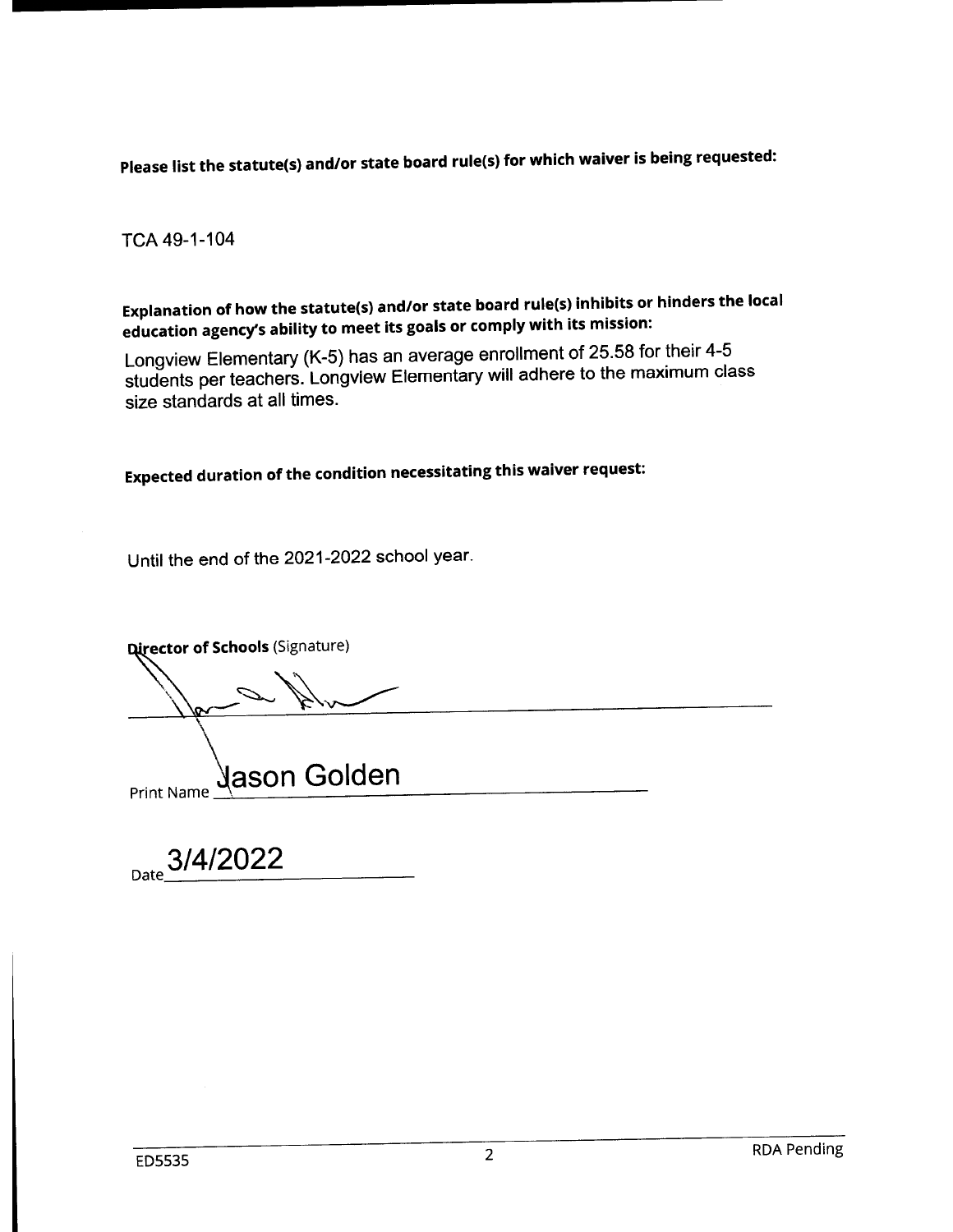**Please list the statute(s) and/or state board rule(s) for which waiver is being requested:**

TCA 49-1-104

**Explanation of how the statute(s) and/or state board rule(s) inhibits or hinders the local education agency's ability to meet its goals or comply with its mission:**

Longview Elementary (K-5) has an average enrollment of 25.58 for their 4-5 students per teachers. Longview Elementary will adhere to the maximum class size standards at all times.

**Expected duration of the condition necessitating this waiver request:**

Until the end of the 2021-2022 school year.

**Director of Schools** (Signature)

Print Name Jason Golden

Date 3/4/2022

ED5535

RDA Pending